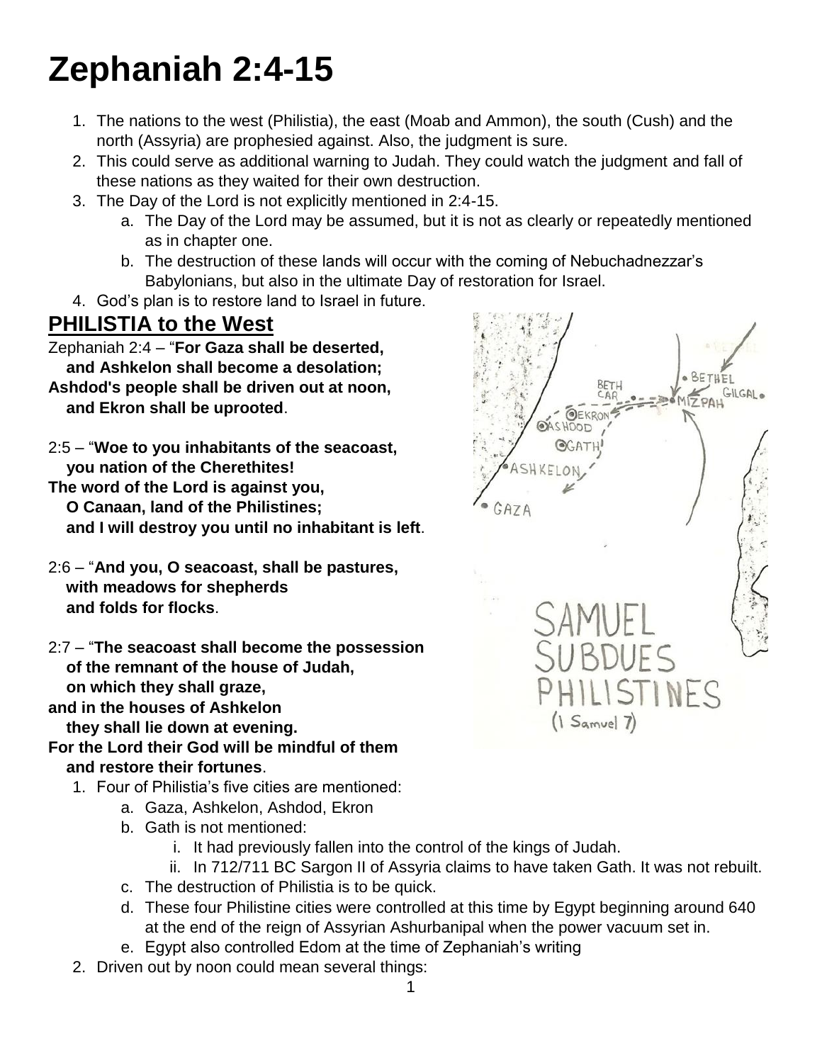# Zephaniah 2:4-15

1. The nations to the west (Philistia), the east (Moab and Ammon), the south (Cush) and the north (Assyria) are prophesied against. Also, the judgment is sure.
2. This could serve as additional warning to Judah. They could watch the judgment and fall of these nations as they waited for their own destruction.
3. The Day of the Lord is not explicitly mentioned in 2:4-15.
   a. The Day of the Lord may be assumed, but it is not as clearly or repeatedly mentioned as in chapter one.
   b. The destruction of these lands will occur with the coming of Nebuchadnezzar's Babylonians, but also in the ultimate Day of restoration for Israel.
4. God's plan is to restore land to Israel in future.

## PHILISTIA to the West

Zephaniah 2:4 – "**For Gaza shall be deserted,**
**and Ashkelon shall become a desolation;**
**Ashdod's people shall be driven out at noon,**
**and Ekron shall be uprooted**.

2:5 – "**Woe to you inhabitants of the seacoast,**
**you nation of the Cherethites!**
**The word of the Lord is against you,**
**O Canaan, land of the Philistines;**
**and I will destroy you until no inhabitant is left**.

2:6 – "**And you, O seacoast, shall be pastures,**
**with meadows for shepherds**
**and folds for flocks**.

2:7 – "**The seacoast shall become the possession**
**of the remnant of the house of Judah,**
**on which they shall graze,**
**and in the houses of Ashkelon**
**they shall lie down at evening.**
**For the Lord their God will be mindful of them**
**and restore their fortunes**.

1. Four of Philistia's five cities are mentioned:
   a. Gaza, Ashkelon, Ashdod, Ekron
   b. Gath is not mentioned:
      i. It had previously fallen into the control of the kings of Judah.
      ii. In 712/711 BC Sargon II of Assyria claims to have taken Gath. It was not rebuilt.
   c. The destruction of Philistia is to be quick.
   d. These four Philistine cities were controlled at this time by Egypt beginning around 640 at the end of the reign of Assyrian Ashurbanipal when the power vacuum set in.
   e. Egypt also controlled Edom at the time of Zephaniah's writing
2. Driven out by noon could mean several things: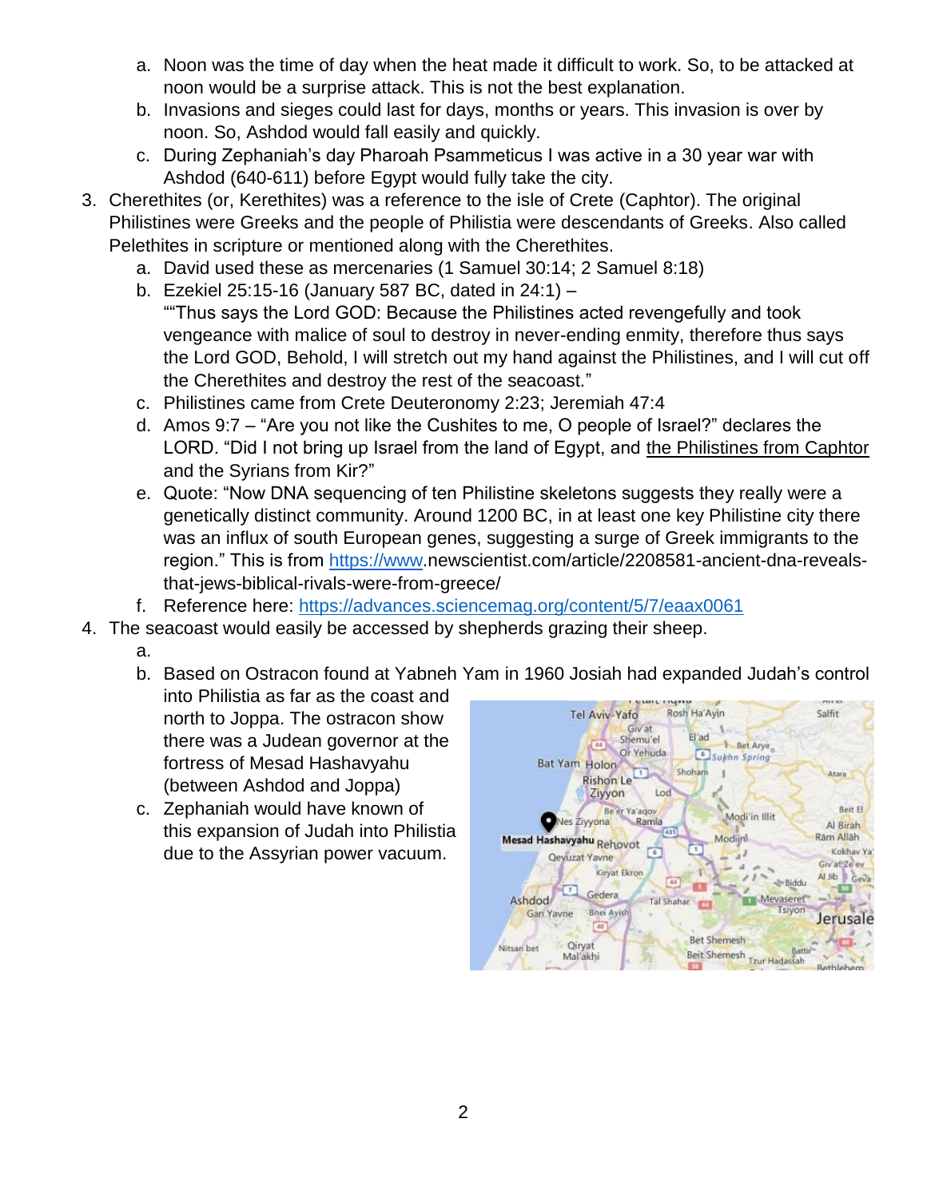a. Noon was the time of day when the heat made it difficult to work. So, to be attacked at noon would be a surprise attack. This is not the best explanation.
b. Invasions and sieges could last for days, months or years. This invasion is over by noon. So, Ashdod would fall easily and quickly.
c. During Zephaniah's day Pharoah Psammeticus I was active in a 30 year war with Ashdod (640-611) before Egypt would fully take the city.

3. Cherethites (or, Kerethites) was a reference to the isle of Crete (Caphtor). The original Philistines were Greeks and the people of Philistia were descendants of Greeks. Also called Pelethites in scripture or mentioned along with the Cherethites.
   a. David used these as mercenaries (1 Samuel 30:14; 2 Samuel 8:18)
   b. Ezekiel 25:15-16 (January 587 BC, dated in 24:1) – ""Thus says the Lord GOD: Because the Philistines acted revengefully and took vengeance with malice of soul to destroy in never-ending enmity, therefore thus says the Lord GOD, Behold, I will stretch out my hand against the Philistines, and I will cut off the Cherethites and destroy the rest of the seacoast."
   c. Philistines came from Crete Deuteronomy 2:23; Jeremiah 47:4
   d. Amos 9:7 – "Are you not like the Cushites to me, O people of Israel?" declares the LORD. "Did I not bring up Israel from the land of Egypt, and <u>the Philistines from Caphtor</u> and the Syrians from Kir?"
   e. Quote: "Now DNA sequencing of ten Philistine skeletons suggests they really were a genetically distinct community. Around 1200 BC, in at least one key Philistine city there was an influx of south European genes, suggesting a surge of Greek immigrants to the region." This is from https://www.newscientist.com/article/2208581-ancient-dna-reveals-that-jews-biblical-rivals-were-from-greece/
   f. Reference here: https://advances.sciencemag.org/content/5/7/eaax0061

4. The seacoast would easily be accessed by shepherds grazing their sheep.
   a.
   b. Based on Ostracon found at Yabneh Yam in 1960 Josiah had expanded Judah's control into Philistia as far as the coast and north to Joppa. The ostracon show there was a Judean governor at the fortress of Mesad Hashavyahu (between Ashdod and Joppa)
   c. Zephaniah would have known of this expansion of Judah into Philistia due to the Assyrian power vacuum.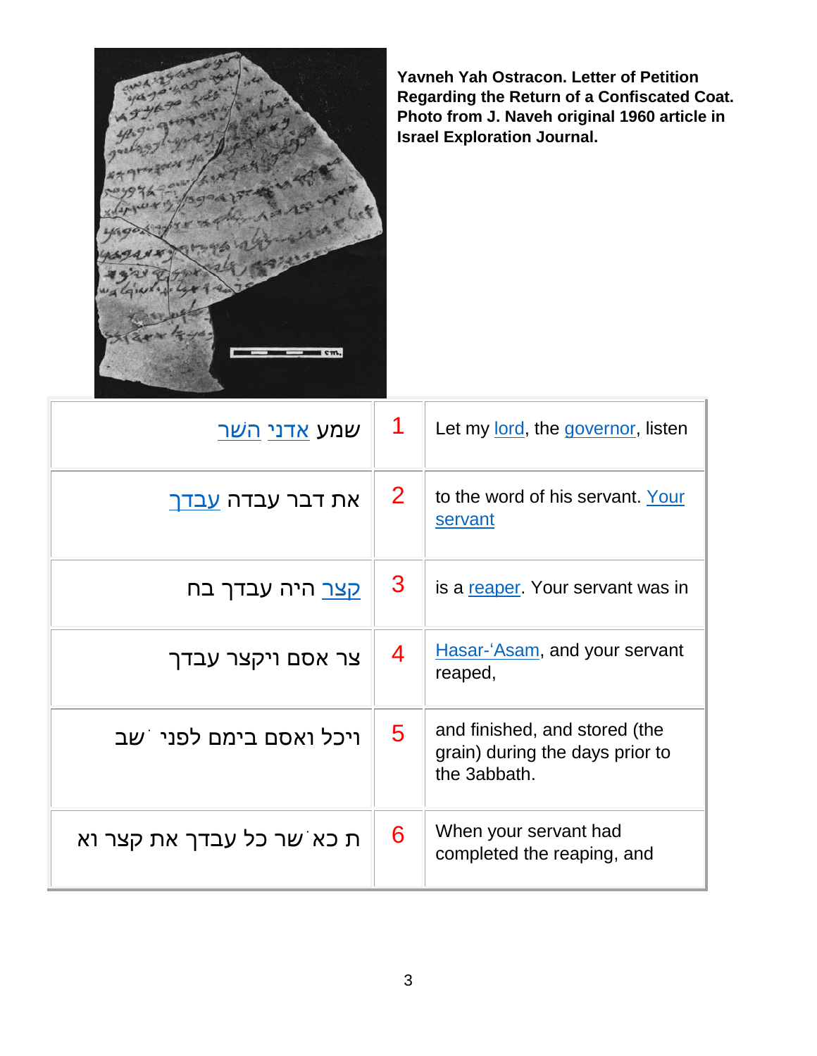**Yavneh Yah Ostracon. Letter of Petition Regarding the Return of a Confiscated Coat. Photo from J. Naveh original 1960 article in Israel Exploration Journal.**

| | | |
|---|---|---|
| שמע אדני השר | 1 | Let my lord, the governor, listen |
| את דבר עבדה עבדך | 2 | to the word of his servant. Your servant |
| קצר היה עבדך בח | 3 | is a reaper. Your servant was in |
| צר אסם ויקצר עבדך | 4 | Hasar-‘Asam, and your servant reaped, |
| ויכל ואסם בימם לפני ׁשב | 5 | and finished, and stored (the grain) during the days prior to the 3abbath. |
| ת כאׁשר כל עבדך את קצר וא | 6 | When your servant had completed the reaping, and |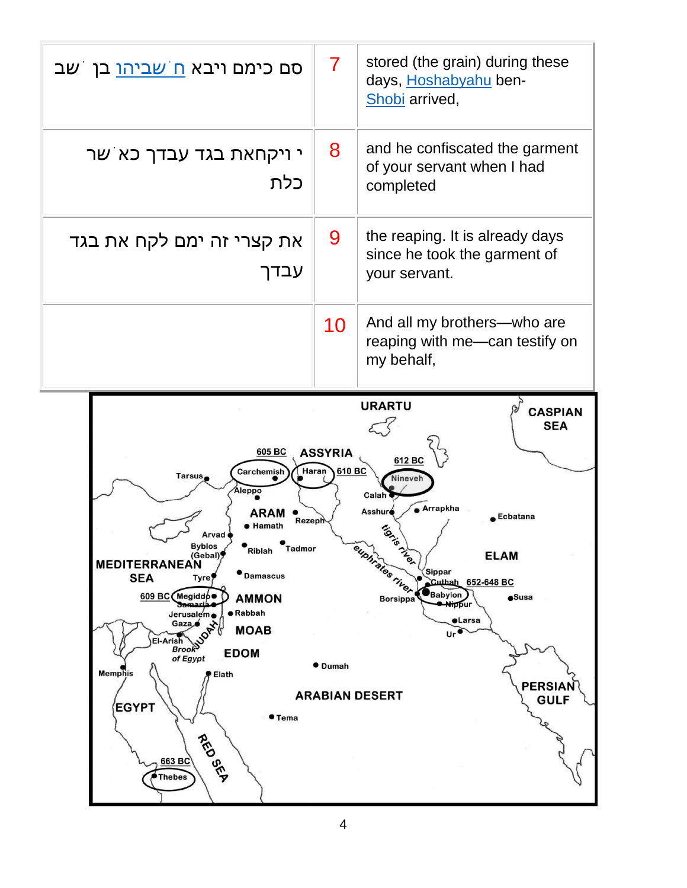| | | |
|---|---|---|
| סם כימם ויבא ח˙שביהו בן ˙שב | 7 | stored (the grain) during these days, Hoshabyahu ben-Shobi arrived, |
| י ויקחאת בגד עבדך כא˙שר כלת | 8 | and he confiscated the garment of your servant when I had completed |
| את קצרי זה ימם לקח את בגד עבדך | 9 | the reaping. It is already days since he took the garment of your servant. |
| | 10 | And all my brothers—who are reaping with me—can testify on my behalf, |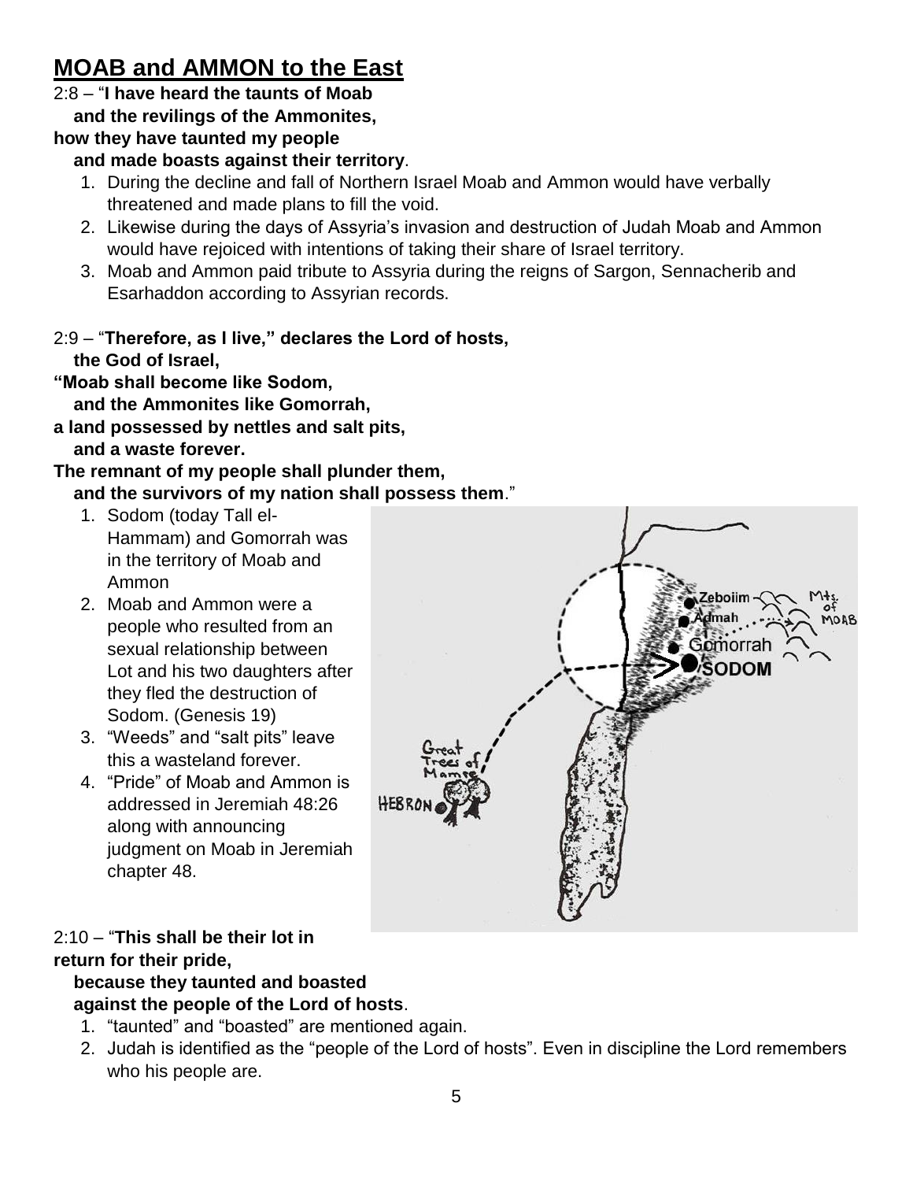## MOAB and AMMON to the East

2:8 – "**I have heard the taunts of Moab**
**and the revilings of the Ammonites,**
**how they have taunted my people**
**and made boasts against their territory**.

1. During the decline and fall of Northern Israel Moab and Ammon would have verbally threatened and made plans to fill the void.
2. Likewise during the days of Assyria's invasion and destruction of Judah Moab and Ammon would have rejoiced with intentions of taking their share of Israel territory.
3. Moab and Ammon paid tribute to Assyria during the reigns of Sargon, Sennacherib and Esarhaddon according to Assyrian records.

2:9 – "**Therefore, as I live," declares the Lord of hosts,**
**the God of Israel,**
**"Moab shall become like Sodom,**
**and the Ammonites like Gomorrah,**
**a land possessed by nettles and salt pits,**
**and a waste forever.**
**The remnant of my people shall plunder them,**
**and the survivors of my nation shall possess them**."

1. Sodom (today Tall el-Hammam) and Gomorrah was in the territory of Moab and Ammon
2. Moab and Ammon were a people who resulted from an sexual relationship between Lot and his two daughters after they fled the destruction of Sodom. (Genesis 19)
3. "Weeds" and "salt pits" leave this a wasteland forever.
4. "Pride" of Moab and Ammon is addressed in Jeremiah 48:26 along with announcing judgment on Moab in Jeremiah chapter 48.

2:10 – "**This shall be their lot in return for their pride,**
**because they taunted and boasted**
**against the people of the Lord of hosts**.

1. "taunted" and "boasted" are mentioned again.
2. Judah is identified as the "people of the Lord of hosts". Even in discipline the Lord remembers who his people are.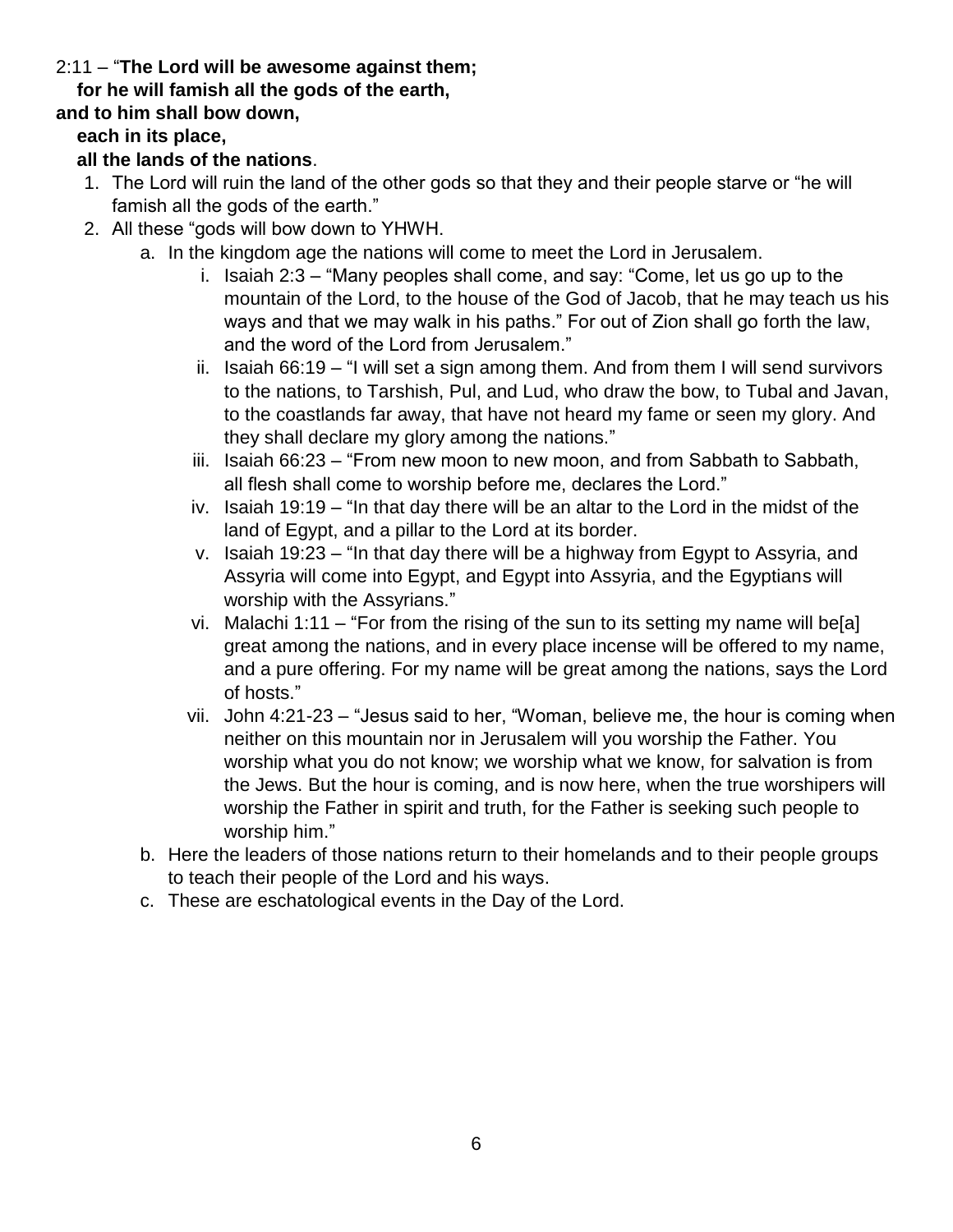2:11 – "**The Lord will be awesome against them;**
**for he will famish all the gods of the earth,**
**and to him shall bow down,**
**each in its place,**
**all the lands of the nations**.

1. The Lord will ruin the land of the other gods so that they and their people starve or "he will famish all the gods of the earth."
2. All these "gods will bow down to YHWH.
   a. In the kingdom age the nations will come to meet the Lord in Jerusalem.
      i. Isaiah 2:3 – "Many peoples shall come, and say: "Come, let us go up to the mountain of the Lord, to the house of the God of Jacob, that he may teach us his ways and that we may walk in his paths." For out of Zion shall go forth the law, and the word of the Lord from Jerusalem."
      ii. Isaiah 66:19 – "I will set a sign among them. And from them I will send survivors to the nations, to Tarshish, Pul, and Lud, who draw the bow, to Tubal and Javan, to the coastlands far away, that have not heard my fame or seen my glory. And they shall declare my glory among the nations."
      iii. Isaiah 66:23 – "From new moon to new moon, and from Sabbath to Sabbath, all flesh shall come to worship before me, declares the Lord."
      iv. Isaiah 19:19 – "In that day there will be an altar to the Lord in the midst of the land of Egypt, and a pillar to the Lord at its border.
      v. Isaiah 19:23 – "In that day there will be a highway from Egypt to Assyria, and Assyria will come into Egypt, and Egypt into Assyria, and the Egyptians will worship with the Assyrians."
      vi. Malachi 1:11 – "For from the rising of the sun to its setting my name will be[a] great among the nations, and in every place incense will be offered to my name, and a pure offering. For my name will be great among the nations, says the Lord of hosts."
      vii. John 4:21-23 – "Jesus said to her, "Woman, believe me, the hour is coming when neither on this mountain nor in Jerusalem will you worship the Father. You worship what you do not know; we worship what we know, for salvation is from the Jews. But the hour is coming, and is now here, when the true worshipers will worship the Father in spirit and truth, for the Father is seeking such people to worship him."
   b. Here the leaders of those nations return to their homelands and to their people groups to teach their people of the Lord and his ways.
   c. These are eschatological events in the Day of the Lord.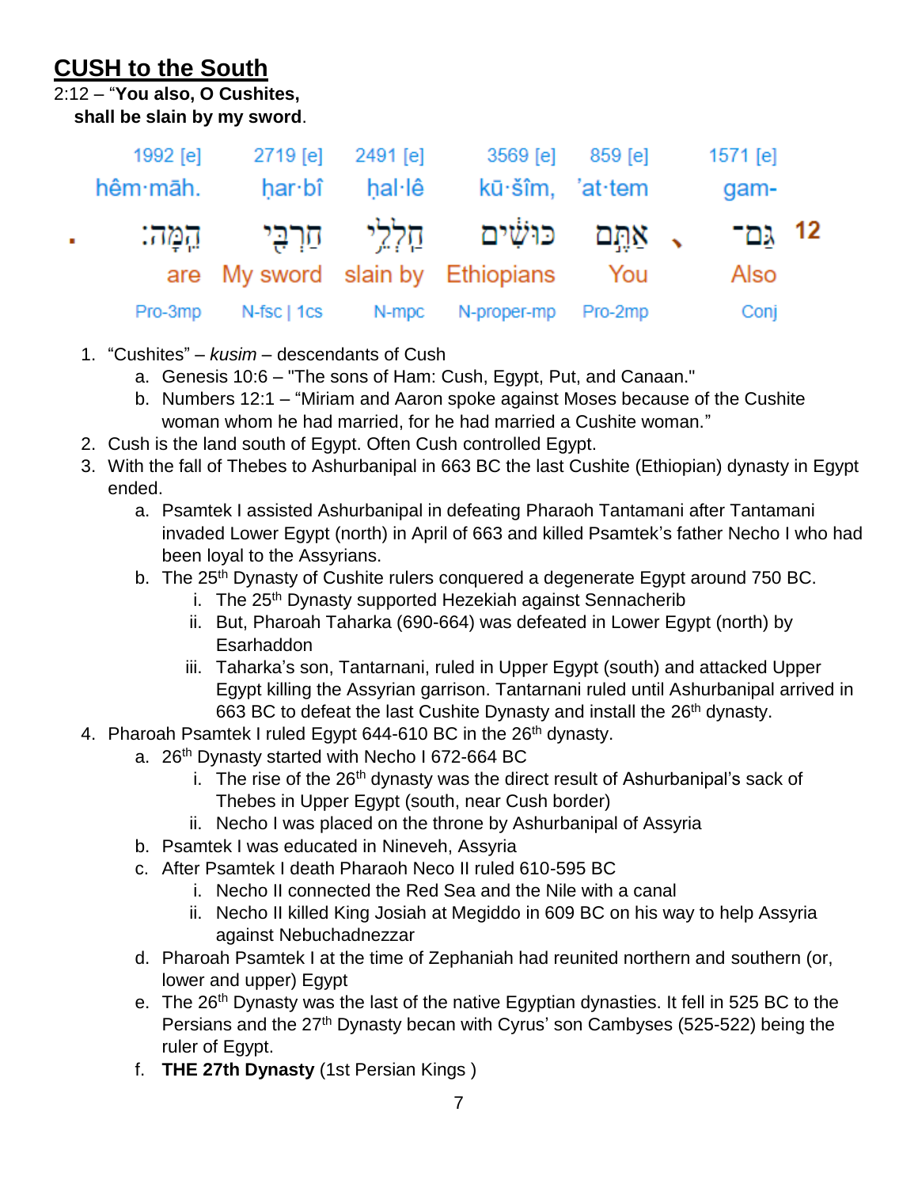## CUSH to the South

2:12 – "**You also, O Cushites,**
**shall be slain by my sword**.

| | 1992 [e] | 2719 [e] | 2491 [e] | 3569 [e] | 859 [e] | | 1571 [e] | |
|---|---|---|---|---|---|---|---|---|
| | hêm·māh. | ḥar·bî | ḥal·lê | kū·šîm, | 'at·tem | | gam- | |
| ׃ | הֵ֑מָּה׃ | חַרְבִּ֖י | חַֽלְלֵ֥י | כּוּשִׁ֔ים | אַתֶּ֣ם | ، | גַּם־ | 12 |
| | are | My sword | slain by | Ethiopians | You | | Also | |
| | Pro-3mp | N-fsc \| 1cs | N-mpc | N-proper-mp | Pro-2mp | | Conj | |

1. "Cushites" – *kusim* – descendants of Cush
   a. Genesis 10:6 – "The sons of Ham: Cush, Egypt, Put, and Canaan."
   b. Numbers 12:1 – "Miriam and Aaron spoke against Moses because of the Cushite woman whom he had married, for he had married a Cushite woman."
2. Cush is the land south of Egypt. Often Cush controlled Egypt.
3. With the fall of Thebes to Ashurbanipal in 663 BC the last Cushite (Ethiopian) dynasty in Egypt ended.
   a. Psamtek I assisted Ashurbanipal in defeating Pharaoh Tantamani after Tantamani invaded Lower Egypt (north) in April of 663 and killed Psamtek's father Necho I who had been loyal to the Assyrians.
   b. The 25th Dynasty of Cushite rulers conquered a degenerate Egypt around 750 BC.
      i. The 25th Dynasty supported Hezekiah against Sennacherib
      ii. But, Pharoah Taharka (690-664) was defeated in Lower Egypt (north) by Esarhaddon
      iii. Taharka's son, Tantarnani, ruled in Upper Egypt (south) and attacked Upper Egypt killing the Assyrian garrison. Tantarnani ruled until Ashurbanipal arrived in 663 BC to defeat the last Cushite Dynasty and install the 26th dynasty.
4. Pharoah Psamtek I ruled Egypt 644-610 BC in the 26th dynasty.
   a. 26th Dynasty started with Necho I 672-664 BC
      i. The rise of the 26th dynasty was the direct result of Ashurbanipal's sack of Thebes in Upper Egypt (south, near Cush border)
      ii. Necho I was placed on the throne by Ashurbanipal of Assyria
   b. Psamtek I was educated in Nineveh, Assyria
   c. After Psamtek I death Pharaoh Neco II ruled 610-595 BC
      i. Necho II connected the Red Sea and the Nile with a canal
      ii. Necho II killed King Josiah at Megiddo in 609 BC on his way to help Assyria against Nebuchadnezzar
   d. Pharoah Psamtek I at the time of Zephaniah had reunited northern and southern (or, lower and upper) Egypt
   e. The 26th Dynasty was the last of the native Egyptian dynasties. It fell in 525 BC to the Persians and the 27th Dynasty becan with Cyrus' son Cambyses (525-522) being the ruler of Egypt.
   f. **THE 27th Dynasty** (1st Persian Kings )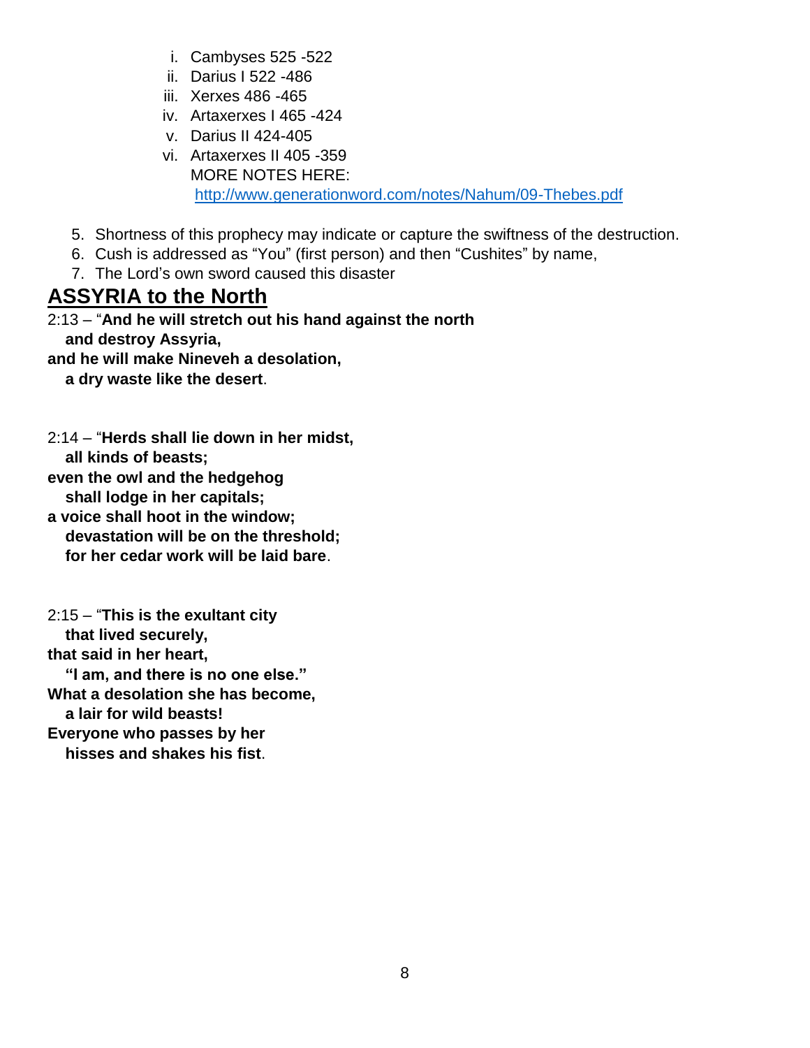i. Cambyses 525 -522
   ii. Darius I 522 -486
   iii. Xerxes 486 -465
   iv. Artaxerxes I 465 -424
   v. Darius II 424-405
   vi. Artaxerxes II 405 -359
   MORE NOTES HERE:
   http://www.generationword.com/notes/Nahum/09-Thebes.pdf

5. Shortness of this prophecy may indicate or capture the swiftness of the destruction.
6. Cush is addressed as "You" (first person) and then "Cushites" by name,
7. The Lord's own sword caused this disaster

## ASSYRIA to the North

2:13 – "**And he will stretch out his hand against the north**
**and destroy Assyria,**
**and he will make Nineveh a desolation,**
**a dry waste like the desert**.

2:14 – "**Herds shall lie down in her midst,**
**all kinds of beasts;**
**even the owl and the hedgehog**
**shall lodge in her capitals;**
**a voice shall hoot in the window;**
**devastation will be on the threshold;**
**for her cedar work will be laid bare**.

2:15 – "**This is the exultant city**
**that lived securely,**
**that said in her heart,**
**"I am, and there is no one else."**
**What a desolation she has become,**
**a lair for wild beasts!**
**Everyone who passes by her**
**hisses and shakes his fist**.